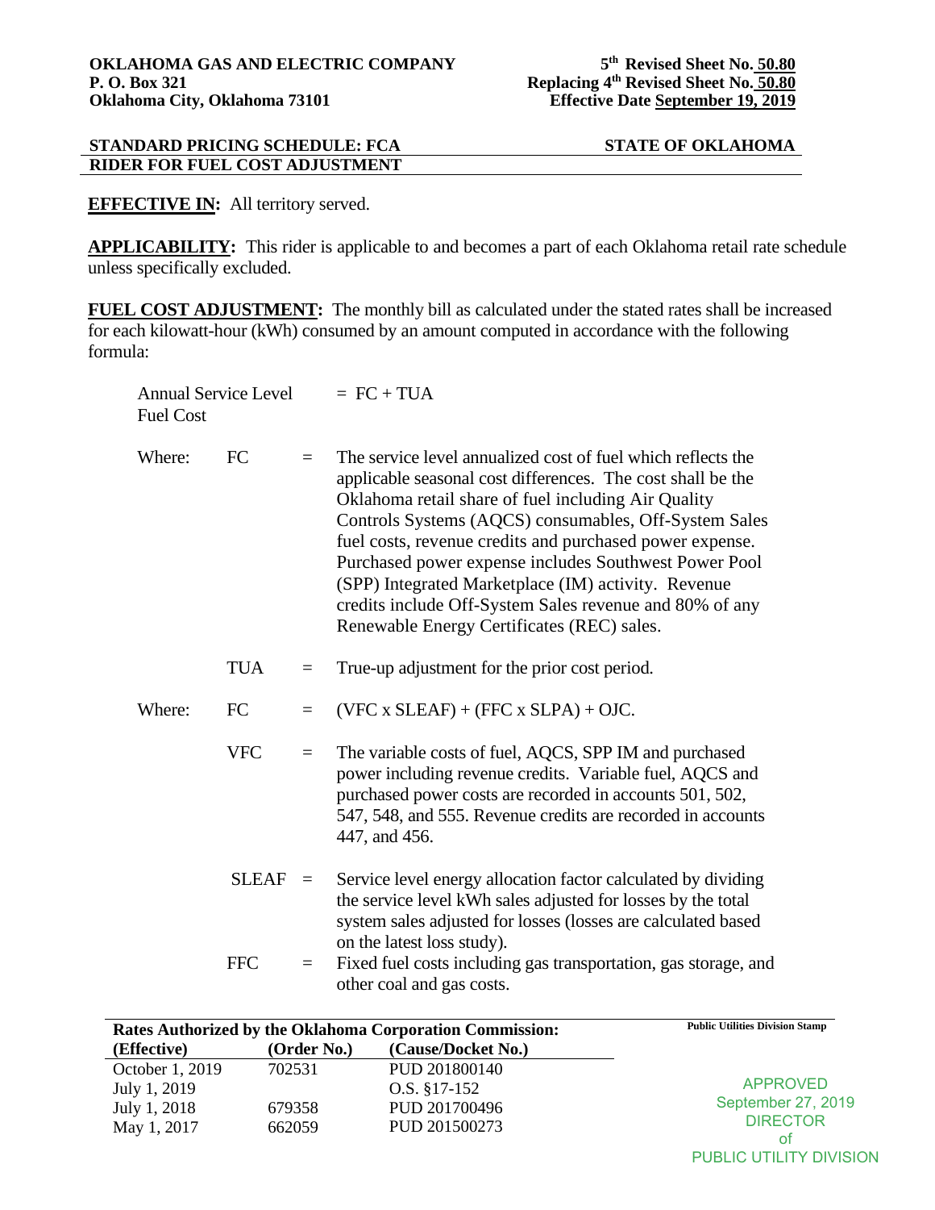**OKLAHOMA GAS AND ELECTRIC COMPANY**
**P. O. Box 321**
**Oklahoma City, Oklahoma 73101**

**5th Revised Sheet No. 50.80**
**Replacing 4th Revised Sheet No. 50.80**
**Effective Date September 19, 2019**

**STANDARD PRICING SCHEDULE: FCA** — **STATE OF OKLAHOMA**
**RIDER FOR FUEL COST ADJUSTMENT**

**EFFECTIVE IN:** All territory served.

**APPLICABILITY:** This rider is applicable to and becomes a part of each Oklahoma retail rate schedule unless specifically excluded.

**FUEL COST ADJUSTMENT:** The monthly bill as calculated under the stated rates shall be increased for each kilowatt-hour (kWh) consumed by an amount computed in accordance with the following formula:

Annual Service Level Fuel Cost = FC + TUA

Where:

- FC = The service level annualized cost of fuel which reflects the applicable seasonal cost differences. The cost shall be the Oklahoma retail share of fuel including Air Quality Controls Systems (AQCS) consumables, Off-System Sales fuel costs, revenue credits and purchased power expense. Purchased power expense includes Southwest Power Pool (SPP) Integrated Marketplace (IM) activity. Revenue credits include Off-System Sales revenue and 80% of any Renewable Energy Certificates (REC) sales.
- TUA = True-up adjustment for the prior cost period.

Where:

- FC = (VFC x SLEAF) + (FFC x SLPA) + OJC.
- VFC = The variable costs of fuel, AQCS, SPP IM and purchased power including revenue credits. Variable fuel, AQCS and purchased power costs are recorded in accounts 501, 502, 547, 548, and 555. Revenue credits are recorded in accounts 447, and 456.
- SLEAF = Service level energy allocation factor calculated by dividing the service level kWh sales adjusted for losses by the total system sales adjusted for losses (losses are calculated based on the latest loss study).
- FFC = Fixed fuel costs including gas transportation, gas storage, and other coal and gas costs.

**Rates Authorized by the Oklahoma Corporation Commission:**

| (Effective) | (Order No.) | (Cause/Docket No.) |
|---|---|---|
| October 1, 2019 | 702531 | PUD 201800140 |
| July 1, 2019 | | O.S. §17-152 |
| July 1, 2018 | 679358 | PUD 201700496 |
| May 1, 2017 | 662059 | PUD 201500273 |

Public Utilities Division Stamp

APPROVED
September 27, 2019
DIRECTOR
of
PUBLIC UTILITY DIVISION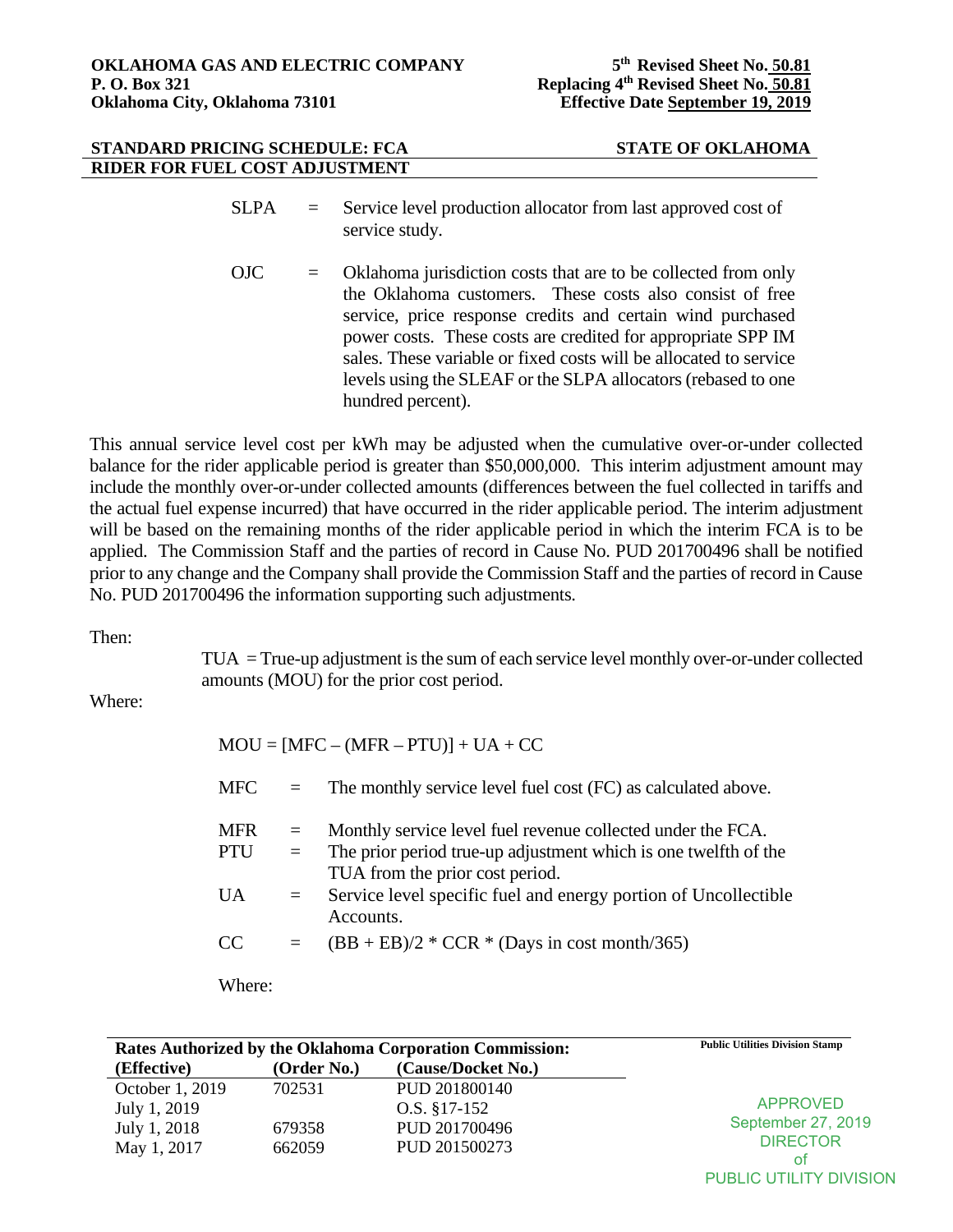**OKLAHOMA GAS AND ELECTRIC COMPANY**
**P. O. Box 321**
**Oklahoma City, Oklahoma 73101**

**5th Revised Sheet No. 50.81**
**Replacing 4th Revised Sheet No. 50.81**
**Effective Date September 19, 2019**

**STANDARD PRICING SCHEDULE: FCA** **STATE OF OKLAHOMA**
**RIDER FOR FUEL COST ADJUSTMENT**

SLPA = Service level production allocator from last approved cost of service study.

OJC = Oklahoma jurisdiction costs that are to be collected from only the Oklahoma customers. These costs also consist of free service, price response credits and certain wind purchased power costs. These costs are credited for appropriate SPP IM sales. These variable or fixed costs will be allocated to service levels using the SLEAF or the SLPA allocators (rebased to one hundred percent).

This annual service level cost per kWh may be adjusted when the cumulative over-or-under collected balance for the rider applicable period is greater than $50,000,000. This interim adjustment amount may include the monthly over-or-under collected amounts (differences between the fuel collected in tariffs and the actual fuel expense incurred) that have occurred in the rider applicable period. The interim adjustment will be based on the remaining months of the rider applicable period in which the interim FCA is to be applied. The Commission Staff and the parties of record in Cause No. PUD 201700496 shall be notified prior to any change and the Company shall provide the Commission Staff and the parties of record in Cause No. PUD 201700496 the information supporting such adjustments.

Then:

TUA = True-up adjustment is the sum of each service level monthly over-or-under collected amounts (MOU) for the prior cost period.

Where:

$$MOU = [MFC - (MFR - PTU)] + UA + CC$$

MFC = The monthly service level fuel cost (FC) as calculated above.

MFR = Monthly service level fuel revenue collected under the FCA.

PTU = The prior period true-up adjustment which is one twelfth of the TUA from the prior cost period.

UA = Service level specific fuel and energy portion of Uncollectible Accounts.

CC = $(BB + EB)/2 * CCR * (\text{Days in cost month}/365)$

Where:

**Rates Authorized by the Oklahoma Corporation Commission:**

| (Effective) | (Order No.) | (Cause/Docket No.) |
|---|---|---|
| October 1, 2019 | 702531 | PUD 201800140 |
| July 1, 2019 | | O.S. §17-152 |
| July 1, 2018 | 679358 | PUD 201700496 |
| May 1, 2017 | 662059 | PUD 201500273 |

Public Utilities Division Stamp

APPROVED
September 27, 2019
DIRECTOR
of
PUBLIC UTILITY DIVISION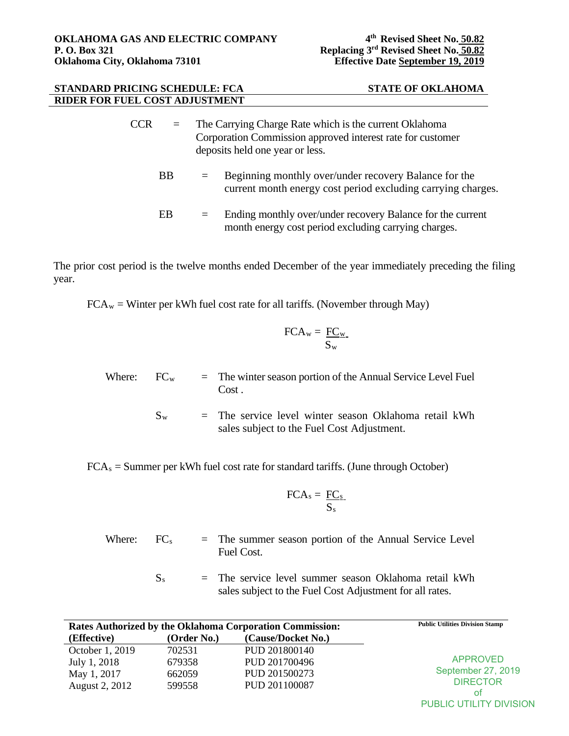**OKLAHOMA GAS AND ELECTRIC COMPANY**
**P. O. Box 321**
**Oklahoma City, Oklahoma 73101**

**4th Revised Sheet No. 50.82**
**Replacing 3rd Revised Sheet No. 50.82**
**Effective Date September 19, 2019**

**STANDARD PRICING SCHEDULE: FCA** **STATE OF OKLAHOMA**
**RIDER FOR FUEL COST ADJUSTMENT**

CCR = The Carrying Charge Rate which is the current Oklahoma Corporation Commission approved interest rate for customer deposits held one year or less.

BB = Beginning monthly over/under recovery Balance for the current month energy cost period excluding carrying charges.

EB = Ending monthly over/under recovery Balance for the current month energy cost period excluding carrying charges.

The prior cost period is the twelve months ended December of the year immediately preceding the filing year.

$FCA_w$ = Winter per kWh fuel cost rate for all tariffs. (November through May)

$$FCA_w = \frac{FC_w}{S_w}$$

Where: $FC_w$ = The winter season portion of the Annual Service Level Fuel Cost .

$S_w$ = The service level winter season Oklahoma retail kWh sales subject to the Fuel Cost Adjustment.

$FCA_s$ = Summer per kWh fuel cost rate for standard tariffs. (June through October)

$$FCA_s = \frac{FC_s}{S_s}$$

Where: $FC_s$ = The summer season portion of the Annual Service Level Fuel Cost.

$S_s$ = The service level summer season Oklahoma retail kWh sales subject to the Fuel Cost Adjustment for all rates.

**Rates Authorized by the Oklahoma Corporation Commission:**

| (Effective) | (Order No.) | (Cause/Docket No.) |
|---|---|---|
| October 1, 2019 | 702531 | PUD 201800140 |
| July 1, 2018 | 679358 | PUD 201700496 |
| May 1, 2017 | 662059 | PUD 201500273 |
| August 2, 2012 | 599558 | PUD 201100087 |

Public Utilities Division Stamp

APPROVED
September 27, 2019
DIRECTOR
of
PUBLIC UTILITY DIVISION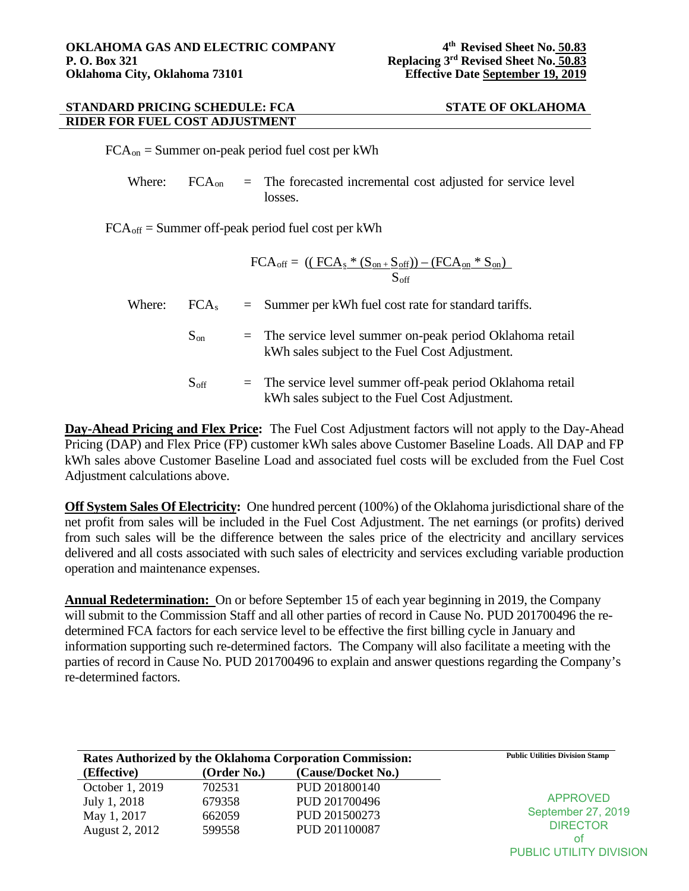**OKLAHOMA GAS AND ELECTRIC COMPANY**
**P. O. Box 321**
**Oklahoma City, Oklahoma 73101**

**4th Revised Sheet No. 50.83**
**Replacing 3rd Revised Sheet No. 50.83**
**Effective Date September 19, 2019**

**STANDARD PRICING SCHEDULE: FCA** **STATE OF OKLAHOMA**
**RIDER FOR FUEL COST ADJUSTMENT**

$FCA_{on}$ = Summer on-peak period fuel cost per kWh

Where: $FCA_{on}$ = The forecasted incremental cost adjusted for service level losses.

$FCA_{off}$ = Summer off-peak period fuel cost per kWh

$$FCA_{off} = \frac{((FCA_s * (S_{on} + S_{off})) - (FCA_{on} * S_{on})}{S_{off}}$$

Where: $FCA_s$ = Summer per kWh fuel cost rate for standard tariffs.

$S_{on}$ = The service level summer on-peak period Oklahoma retail kWh sales subject to the Fuel Cost Adjustment.

$S_{off}$ = The service level summer off-peak period Oklahoma retail kWh sales subject to the Fuel Cost Adjustment.

**Day-Ahead Pricing and Flex Price:** The Fuel Cost Adjustment factors will not apply to the Day-Ahead Pricing (DAP) and Flex Price (FP) customer kWh sales above Customer Baseline Loads. All DAP and FP kWh sales above Customer Baseline Load and associated fuel costs will be excluded from the Fuel Cost Adjustment calculations above.

**Off System Sales Of Electricity:** One hundred percent (100%) of the Oklahoma jurisdictional share of the net profit from sales will be included in the Fuel Cost Adjustment. The net earnings (or profits) derived from such sales will be the difference between the sales price of the electricity and ancillary services delivered and all costs associated with such sales of electricity and services excluding variable production operation and maintenance expenses.

**Annual Redetermination:** On or before September 15 of each year beginning in 2019, the Company will submit to the Commission Staff and all other parties of record in Cause No. PUD 201700496 the re-determined FCA factors for each service level to be effective the first billing cycle in January and information supporting such re-determined factors. The Company will also facilitate a meeting with the parties of record in Cause No. PUD 201700496 to explain and answer questions regarding the Company's re-determined factors.

**Rates Authorized by the Oklahoma Corporation Commission:**

| (Effective) | (Order No.) | (Cause/Docket No.) |
|---|---|---|
| October 1, 2019 | 702531 | PUD 201800140 |
| July 1, 2018 | 679358 | PUD 201700496 |
| May 1, 2017 | 662059 | PUD 201500273 |
| August 2, 2012 | 599558 | PUD 201100087 |

**Public Utilities Division Stamp**

APPROVED
September 27, 2019
DIRECTOR
of
PUBLIC UTILITY DIVISION